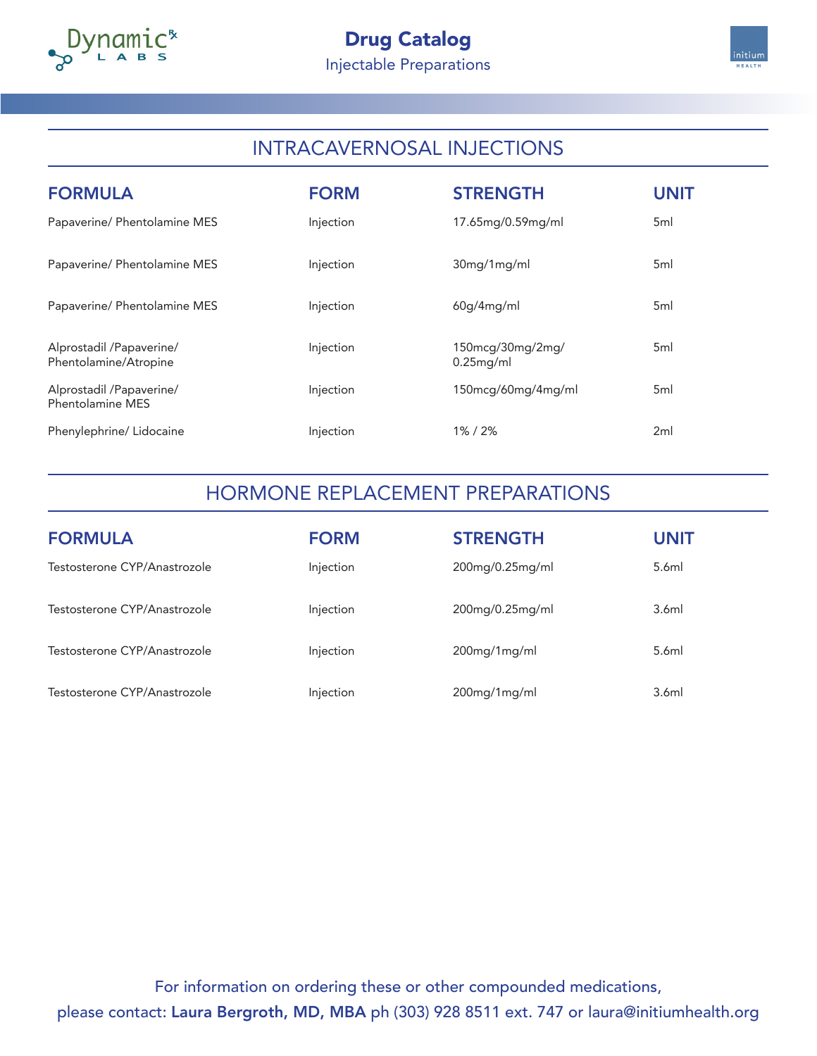# Drug Catalog

Injectable Preparations

## INTRACAVERNOSAL INJECTIONS

| FORMULA | FORM | STRENGTH | UNIT |
| --- | --- | --- | --- |
| Papaverine/ Phentolamine MES | Injection | 17.65mg/0.59mg/ml | 5ml |
| Papaverine/ Phentolamine MES | Injection | 30mg/1mg/ml | 5ml |
| Papaverine/ Phentolamine MES | Injection | 60g/4mg/ml | 5ml |
| Alprostadil /Papaverine/ Phentolamine/Atropine | Injection | 150mcg/30mg/2mg/ 0.25mg/ml | 5ml |
| Alprostadil /Papaverine/ Phentolamine MES | Injection | 150mcg/60mg/4mg/ml | 5ml |
| Phenylephrine/ Lidocaine | Injection | 1% / 2% | 2ml |

## HORMONE REPLACEMENT PREPARATIONS

| FORMULA | FORM | STRENGTH | UNIT |
| --- | --- | --- | --- |
| Testosterone CYP/Anastrozole | Injection | 200mg/0.25mg/ml | 5.6ml |
| Testosterone CYP/Anastrozole | Injection | 200mg/0.25mg/ml | 3.6ml |
| Testosterone CYP/Anastrozole | Injection | 200mg/1mg/ml | 5.6ml |
| Testosterone CYP/Anastrozole | Injection | 200mg/1mg/ml | 3.6ml |

For information on ordering these or other compounded medications, please contact: **Laura Bergroth, MD, MBA** ph (303) 928 8511 ext. 747 or laura@initiumhealth.org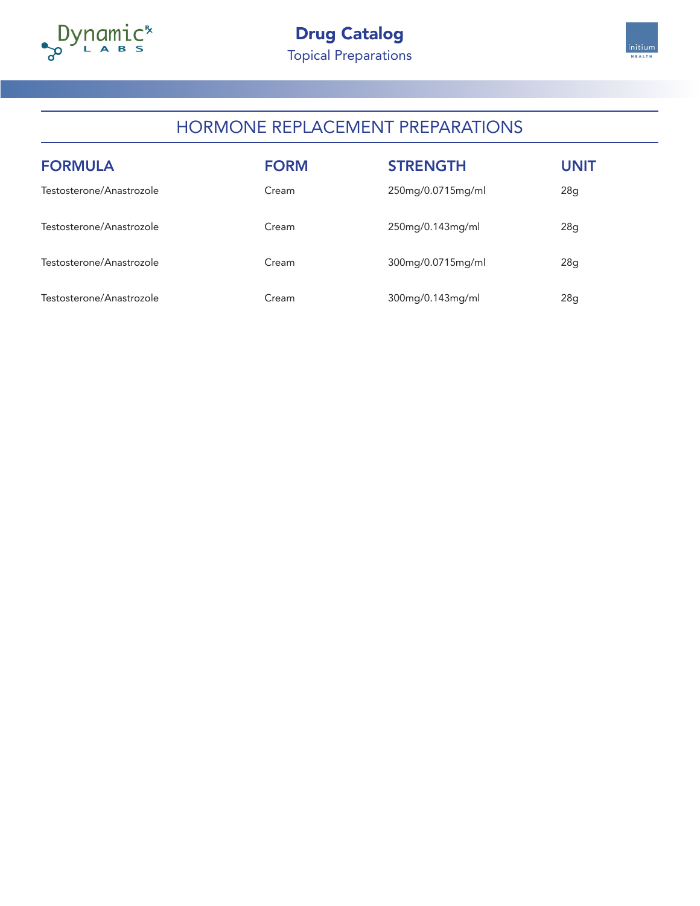# Drug Catalog

Topical Preparations

## HORMONE REPLACEMENT PREPARATIONS

| FORMULA | FORM | STRENGTH | UNIT |
| --- | --- | --- | --- |
| Testosterone/Anastrozole | Cream | 250mg/0.0715mg/ml | 28g |
| Testosterone/Anastrozole | Cream | 250mg/0.143mg/ml | 28g |
| Testosterone/Anastrozole | Cream | 300mg/0.0715mg/ml | 28g |
| Testosterone/Anastrozole | Cream | 300mg/0.143mg/ml | 28g |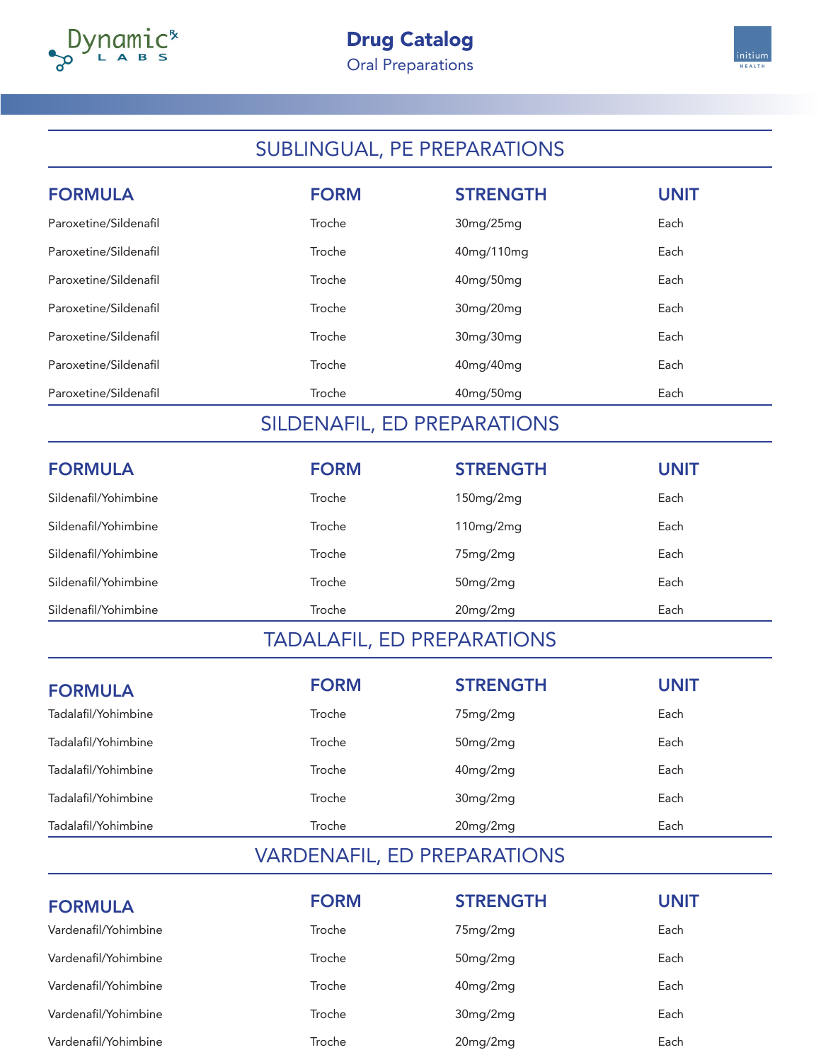# Drug Catalog

Oral Preparations

## SUBLINGUAL, PE PREPARATIONS

| FORMULA | FORM | STRENGTH | UNIT |
|---|---|---|---|
| Paroxetine/Sildenafil | Troche | 30mg/25mg | Each |
| Paroxetine/Sildenafil | Troche | 40mg/110mg | Each |
| Paroxetine/Sildenafil | Troche | 40mg/50mg | Each |
| Paroxetine/Sildenafil | Troche | 30mg/20mg | Each |
| Paroxetine/Sildenafil | Troche | 30mg/30mg | Each |
| Paroxetine/Sildenafil | Troche | 40mg/40mg | Each |
| Paroxetine/Sildenafil | Troche | 40mg/50mg | Each |

## SILDENAFIL, ED PREPARATIONS

| FORMULA | FORM | STRENGTH | UNIT |
|---|---|---|---|
| Sildenafil/Yohimbine | Troche | 150mg/2mg | Each |
| Sildenafil/Yohimbine | Troche | 110mg/2mg | Each |
| Sildenafil/Yohimbine | Troche | 75mg/2mg | Each |
| Sildenafil/Yohimbine | Troche | 50mg/2mg | Each |
| Sildenafil/Yohimbine | Troche | 20mg/2mg | Each |

## TADALAFIL, ED PREPARATIONS

| FORMULA | FORM | STRENGTH | UNIT |
|---|---|---|---|
| Tadalafil/Yohimbine | Troche | 75mg/2mg | Each |
| Tadalafil/Yohimbine | Troche | 50mg/2mg | Each |
| Tadalafil/Yohimbine | Troche | 40mg/2mg | Each |
| Tadalafil/Yohimbine | Troche | 30mg/2mg | Each |
| Tadalafil/Yohimbine | Troche | 20mg/2mg | Each |

## VARDENAFIL, ED PREPARATIONS

| FORMULA | FORM | STRENGTH | UNIT |
|---|---|---|---|
| Vardenafil/Yohimbine | Troche | 75mg/2mg | Each |
| Vardenafil/Yohimbine | Troche | 50mg/2mg | Each |
| Vardenafil/Yohimbine | Troche | 40mg/2mg | Each |
| Vardenafil/Yohimbine | Troche | 30mg/2mg | Each |
| Vardenafil/Yohimbine | Troche | 20mg/2mg | Each |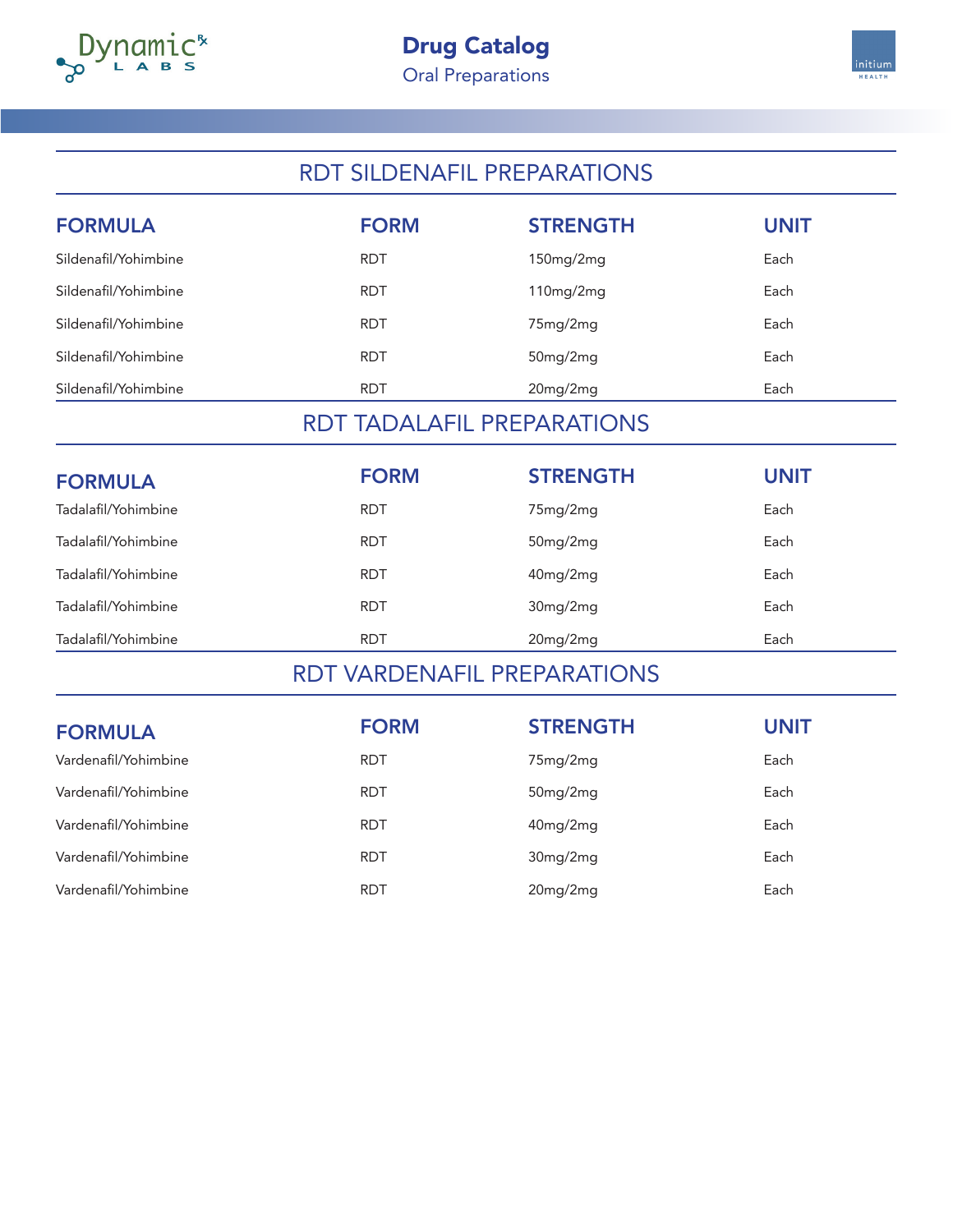# Drug Catalog

Oral Preparations

## RDT SILDENAFIL PREPARATIONS

| FORMULA | FORM | STRENGTH | UNIT |
|---|---|---|---|
| Sildenafil/Yohimbine | RDT | 150mg/2mg | Each |
| Sildenafil/Yohimbine | RDT | 110mg/2mg | Each |
| Sildenafil/Yohimbine | RDT | 75mg/2mg | Each |
| Sildenafil/Yohimbine | RDT | 50mg/2mg | Each |
| Sildenafil/Yohimbine | RDT | 20mg/2mg | Each |

## RDT TADALAFIL PREPARATIONS

| FORMULA | FORM | STRENGTH | UNIT |
|---|---|---|---|
| Tadalafil/Yohimbine | RDT | 75mg/2mg | Each |
| Tadalafil/Yohimbine | RDT | 50mg/2mg | Each |
| Tadalafil/Yohimbine | RDT | 40mg/2mg | Each |
| Tadalafil/Yohimbine | RDT | 30mg/2mg | Each |
| Tadalafil/Yohimbine | RDT | 20mg/2mg | Each |

## RDT VARDENAFIL PREPARATIONS

| FORMULA | FORM | STRENGTH | UNIT |
|---|---|---|---|
| Vardenafil/Yohimbine | RDT | 75mg/2mg | Each |
| Vardenafil/Yohimbine | RDT | 50mg/2mg | Each |
| Vardenafil/Yohimbine | RDT | 40mg/2mg | Each |
| Vardenafil/Yohimbine | RDT | 30mg/2mg | Each |
| Vardenafil/Yohimbine | RDT | 20mg/2mg | Each |